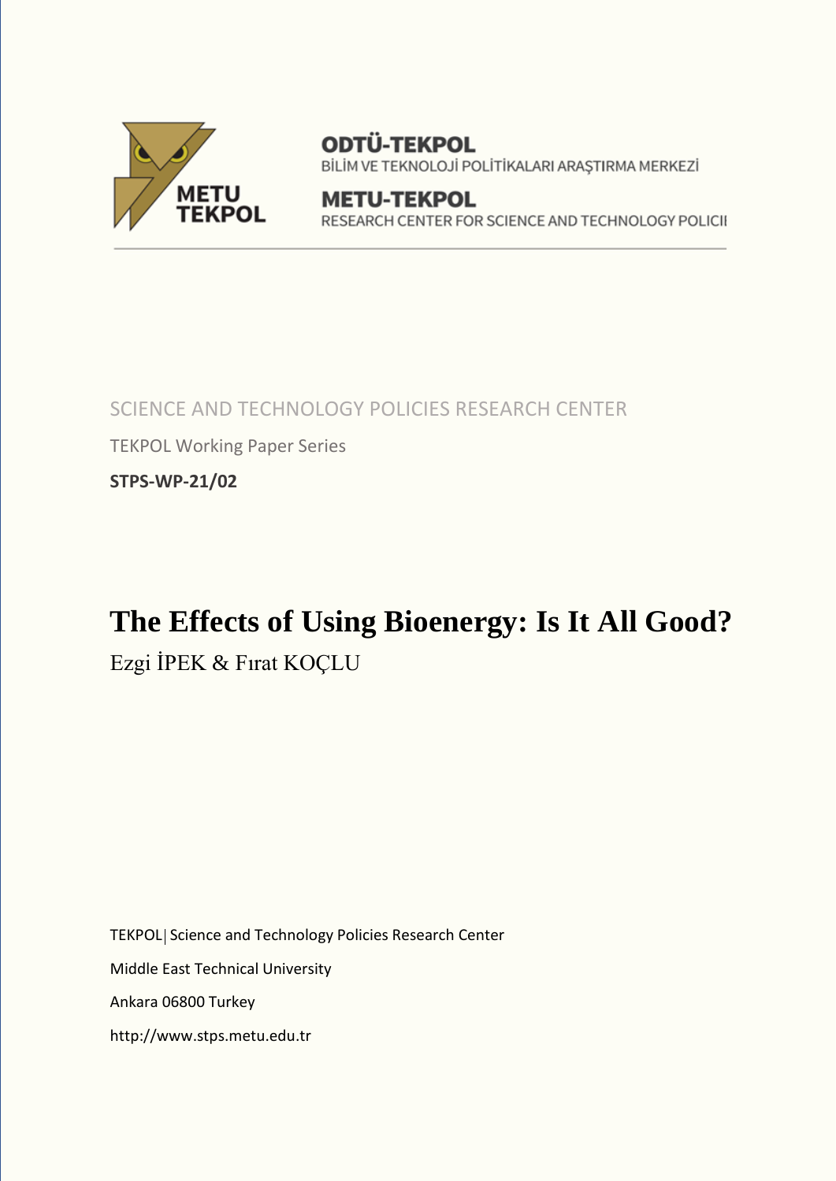ODTÜ-TEKPOL

BİLİM VE TEKNOLOJİ POLİTİKALARI ARAŞTIRMA MERKEZİ

METU-TEKPOL

RESEARCH CENTER FOR SCIENCE AND TECHNOLOGY POLICII

SCIENCE AND TECHNOLOGY POLICIES RESEARCH CENTER

TEKPOL Working Paper Series

**STPS-WP-21/02**

# The Effects of Using Bioenergy: Is It All Good?

Ezgi İPEK & Fırat KOÇLU

TEKPOL| Science and Technology Policies Research Center

Middle East Technical University

Ankara 06800 Turkey

http://www.stps.metu.edu.tr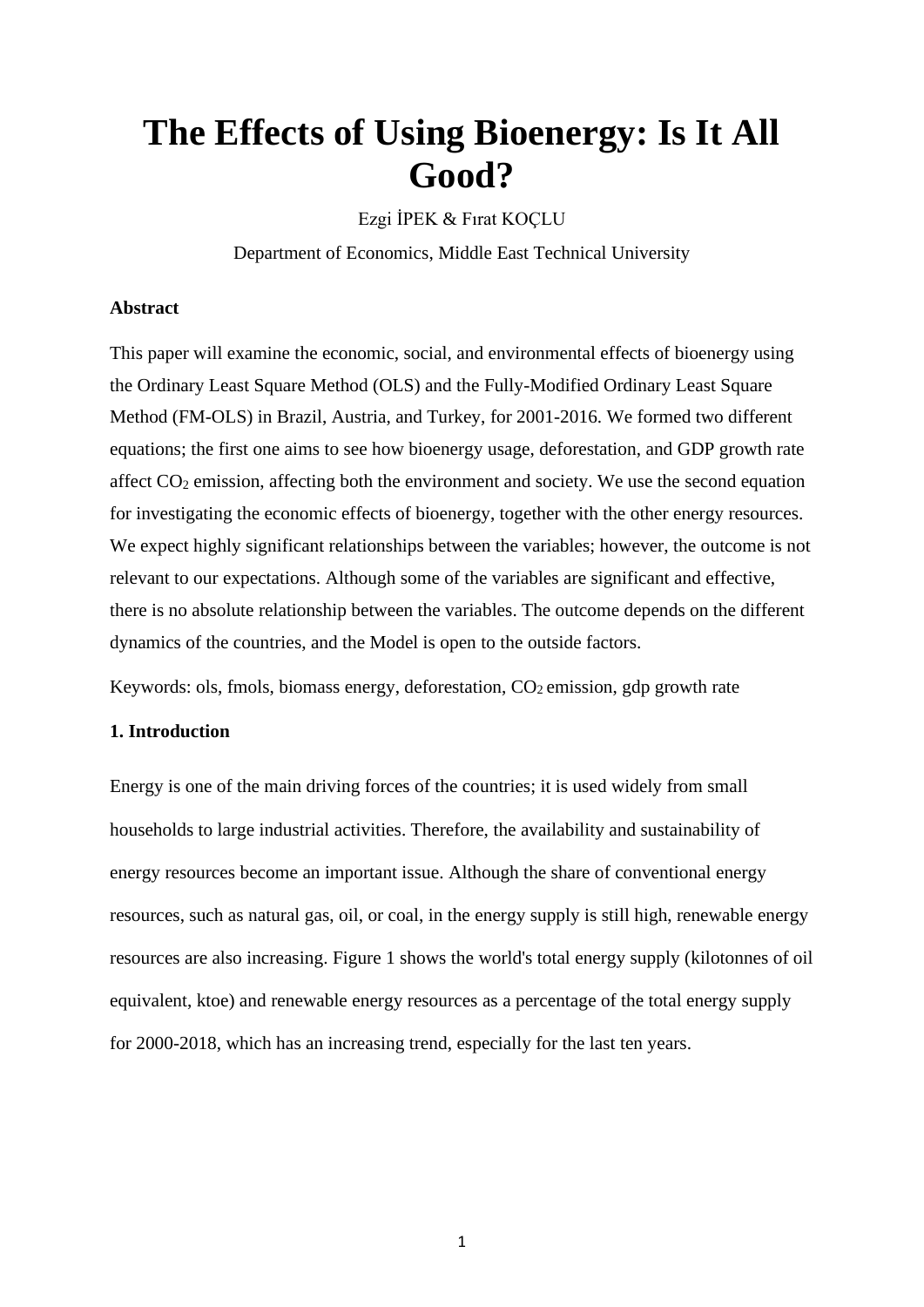# The Effects of Using Bioenergy: Is It All Good?

Ezgi İPEK & Fırat KOÇLU

Department of Economics, Middle East Technical University

**Abstract**

This paper will examine the economic, social, and environmental effects of bioenergy using the Ordinary Least Square Method (OLS) and the Fully-Modified Ordinary Least Square Method (FM-OLS) in Brazil, Austria, and Turkey, for 2001-2016. We formed two different equations; the first one aims to see how bioenergy usage, deforestation, and GDP growth rate affect $CO_2$ emission, affecting both the environment and society. We use the second equation for investigating the economic effects of bioenergy, together with the other energy resources. We expect highly significant relationships between the variables; however, the outcome is not relevant to our expectations. Although some of the variables are significant and effective, there is no absolute relationship between the variables. The outcome depends on the different dynamics of the countries, and the Model is open to the outside factors.

Keywords: ols, fmols, biomass energy, deforestation, $CO_2$ emission, gdp growth rate

**1. Introduction**

Energy is one of the main driving forces of the countries; it is used widely from small households to large industrial activities. Therefore, the availability and sustainability of energy resources become an important issue. Although the share of conventional energy resources, such as natural gas, oil, or coal, in the energy supply is still high, renewable energy resources are also increasing. Figure 1 shows the world's total energy supply (kilotonnes of oil equivalent, ktoe) and renewable energy resources as a percentage of the total energy supply for 2000-2018, which has an increasing trend, especially for the last ten years.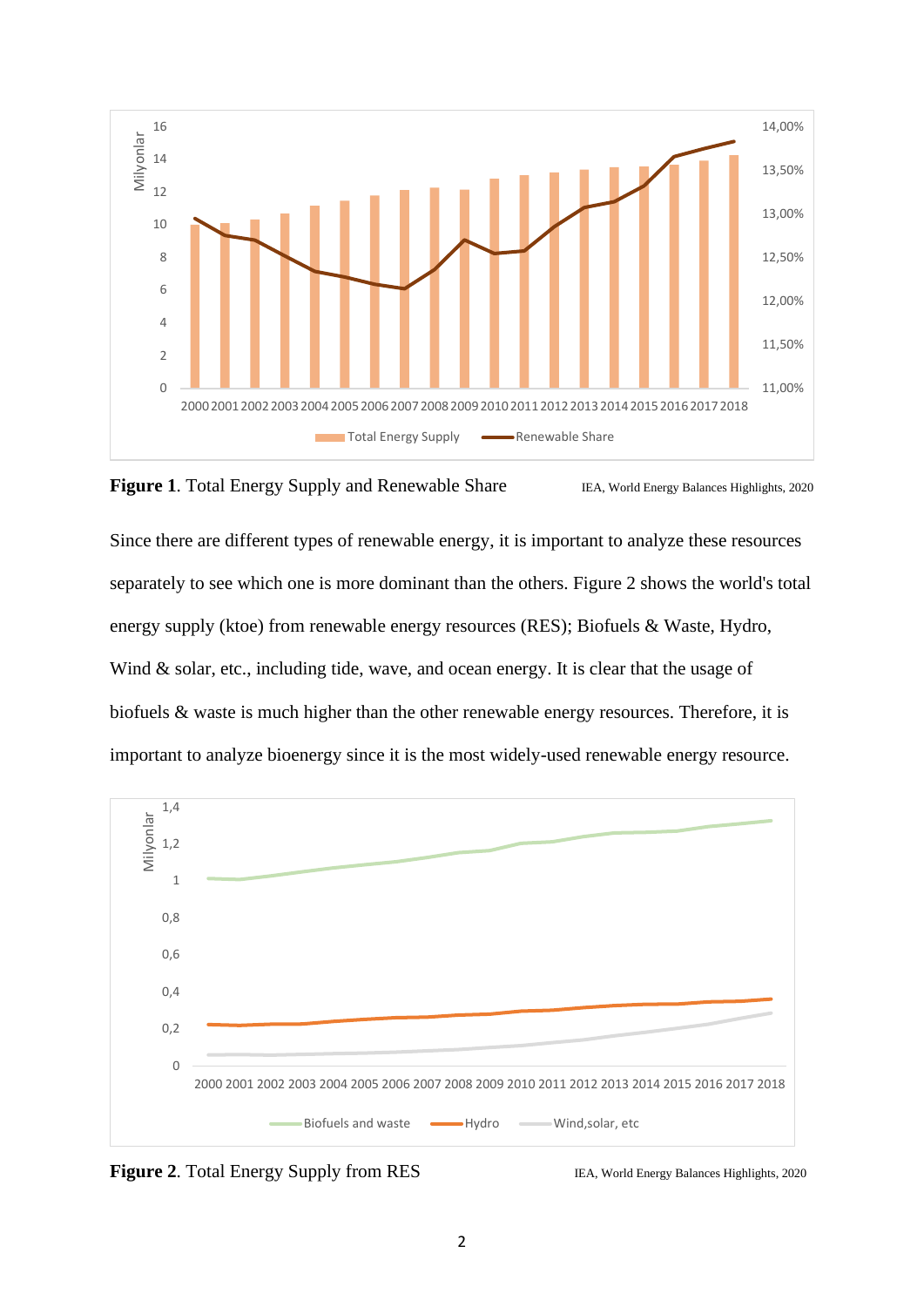**Figure 1**. Total Energy Supply and Renewable Share IEA, World Energy Balances Highlights, 2020

Since there are different types of renewable energy, it is important to analyze these resources separately to see which one is more dominant than the others. Figure 2 shows the world's total energy supply (ktoe) from renewable energy resources (RES); Biofuels & Waste, Hydro, Wind & solar, etc., including tide, wave, and ocean energy. It is clear that the usage of biofuels & waste is much higher than the other renewable energy resources. Therefore, it is important to analyze bioenergy since it is the most widely-used renewable energy resource.

**Figure 2**. Total Energy Supply from RES IEA, World Energy Balances Highlights, 2020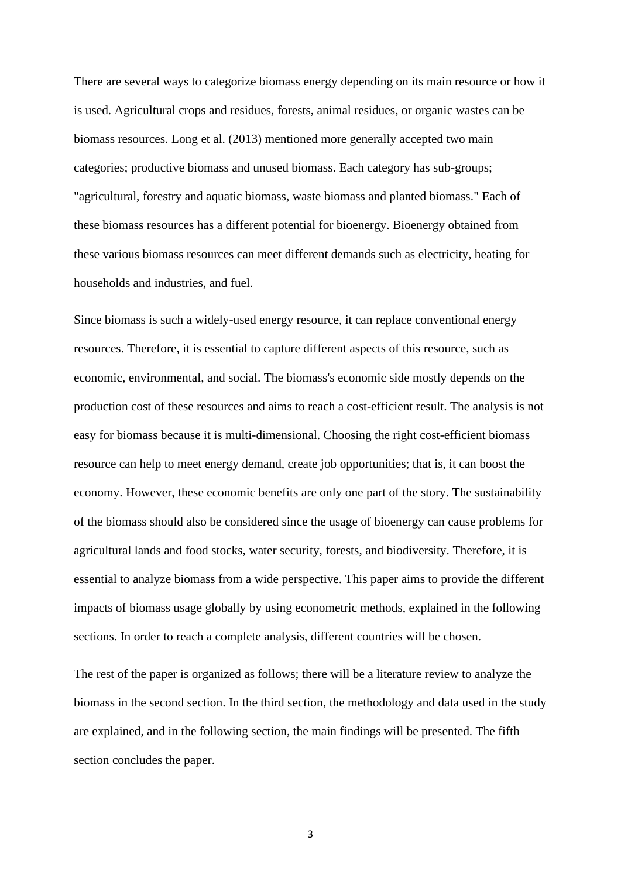There are several ways to categorize biomass energy depending on its main resource or how it is used. Agricultural crops and residues, forests, animal residues, or organic wastes can be biomass resources. Long et al. (2013) mentioned more generally accepted two main categories; productive biomass and unused biomass. Each category has sub-groups; "agricultural, forestry and aquatic biomass, waste biomass and planted biomass." Each of these biomass resources has a different potential for bioenergy. Bioenergy obtained from these various biomass resources can meet different demands such as electricity, heating for households and industries, and fuel.

Since biomass is such a widely-used energy resource, it can replace conventional energy resources. Therefore, it is essential to capture different aspects of this resource, such as economic, environmental, and social. The biomass's economic side mostly depends on the production cost of these resources and aims to reach a cost-efficient result. The analysis is not easy for biomass because it is multi-dimensional. Choosing the right cost-efficient biomass resource can help to meet energy demand, create job opportunities; that is, it can boost the economy. However, these economic benefits are only one part of the story. The sustainability of the biomass should also be considered since the usage of bioenergy can cause problems for agricultural lands and food stocks, water security, forests, and biodiversity. Therefore, it is essential to analyze biomass from a wide perspective. This paper aims to provide the different impacts of biomass usage globally by using econometric methods, explained in the following sections. In order to reach a complete analysis, different countries will be chosen.

The rest of the paper is organized as follows; there will be a literature review to analyze the biomass in the second section. In the third section, the methodology and data used in the study are explained, and in the following section, the main findings will be presented. The fifth section concludes the paper.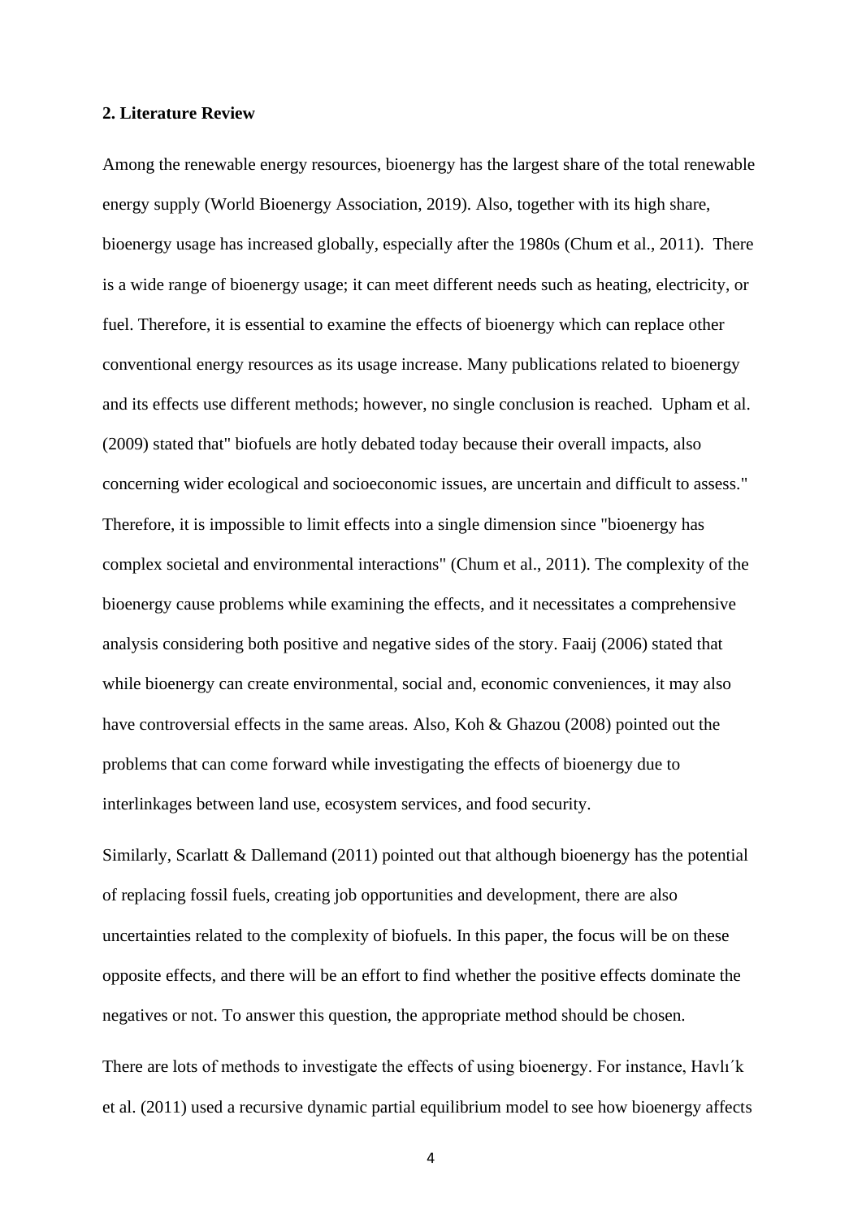## 2. Literature Review

Among the renewable energy resources, bioenergy has the largest share of the total renewable energy supply (World Bioenergy Association, 2019). Also, together with its high share, bioenergy usage has increased globally, especially after the 1980s (Chum et al., 2011). There is a wide range of bioenergy usage; it can meet different needs such as heating, electricity, or fuel. Therefore, it is essential to examine the effects of bioenergy which can replace other conventional energy resources as its usage increase. Many publications related to bioenergy and its effects use different methods; however, no single conclusion is reached. Upham et al. (2009) stated that" biofuels are hotly debated today because their overall impacts, also concerning wider ecological and socioeconomic issues, are uncertain and difficult to assess." Therefore, it is impossible to limit effects into a single dimension since "bioenergy has complex societal and environmental interactions" (Chum et al., 2011). The complexity of the bioenergy cause problems while examining the effects, and it necessitates a comprehensive analysis considering both positive and negative sides of the story. Faaij (2006) stated that while bioenergy can create environmental, social and, economic conveniences, it may also have controversial effects in the same areas. Also, Koh & Ghazou (2008) pointed out the problems that can come forward while investigating the effects of bioenergy due to interlinkages between land use, ecosystem services, and food security.

Similarly, Scarlatt & Dallemand (2011) pointed out that although bioenergy has the potential of replacing fossil fuels, creating job opportunities and development, there are also uncertainties related to the complexity of biofuels. In this paper, the focus will be on these opposite effects, and there will be an effort to find whether the positive effects dominate the negatives or not. To answer this question, the appropriate method should be chosen.

There are lots of methods to investigate the effects of using bioenergy. For instance, Havlı´k et al. (2011) used a recursive dynamic partial equilibrium model to see how bioenergy affects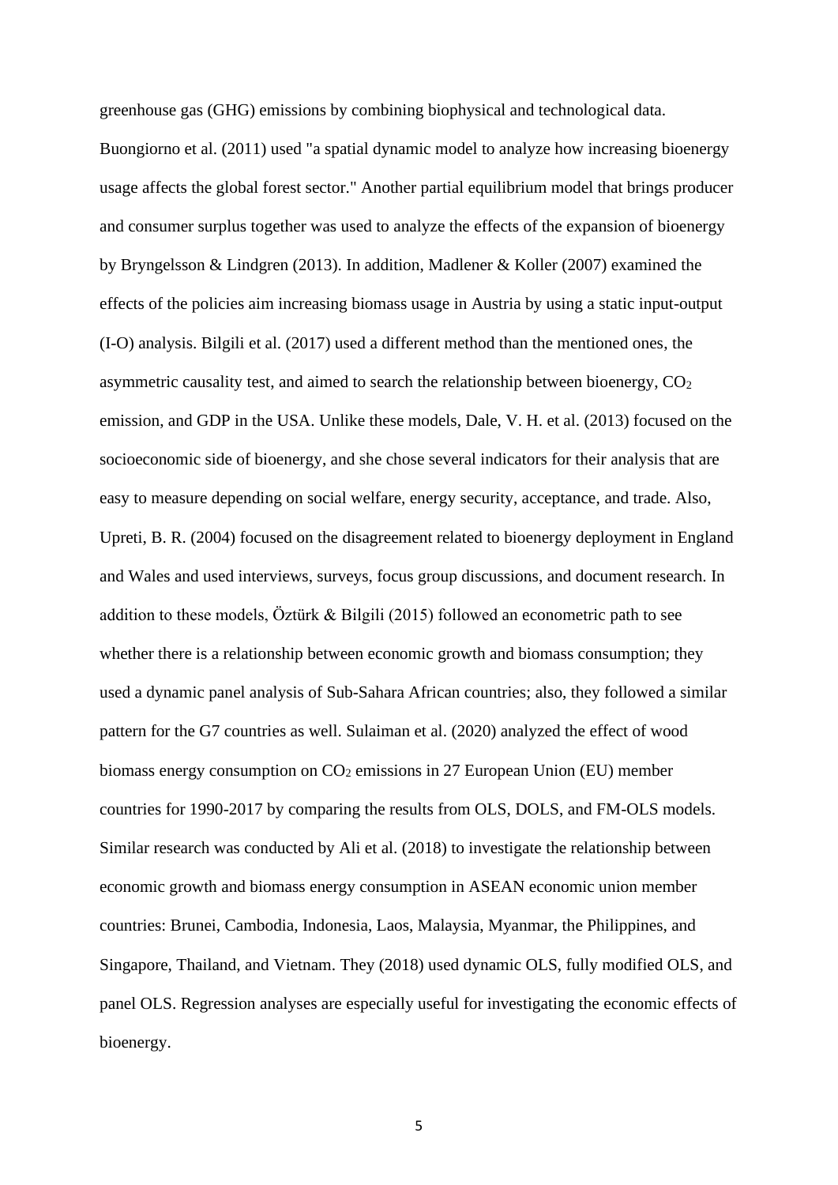greenhouse gas (GHG) emissions by combining biophysical and technological data. Buongiorno et al. (2011) used "a spatial dynamic model to analyze how increasing bioenergy usage affects the global forest sector." Another partial equilibrium model that brings producer and consumer surplus together was used to analyze the effects of the expansion of bioenergy by Bryngelsson & Lindgren (2013). In addition, Madlener & Koller (2007) examined the effects of the policies aim increasing biomass usage in Austria by using a static input-output (I-O) analysis. Bilgili et al. (2017) used a different method than the mentioned ones, the asymmetric causality test, and aimed to search the relationship between bioenergy, $CO_2$ emission, and GDP in the USA. Unlike these models, Dale, V. H. et al. (2013) focused on the socioeconomic side of bioenergy, and she chose several indicators for their analysis that are easy to measure depending on social welfare, energy security, acceptance, and trade. Also, Upreti, B. R. (2004) focused on the disagreement related to bioenergy deployment in England and Wales and used interviews, surveys, focus group discussions, and document research. In addition to these models, Öztürk & Bilgili (2015) followed an econometric path to see whether there is a relationship between economic growth and biomass consumption; they used a dynamic panel analysis of Sub-Sahara African countries; also, they followed a similar pattern for the G7 countries as well. Sulaiman et al. (2020) analyzed the effect of wood biomass energy consumption on $CO_2$ emissions in 27 European Union (EU) member countries for 1990-2017 by comparing the results from OLS, DOLS, and FM-OLS models. Similar research was conducted by Ali et al. (2018) to investigate the relationship between economic growth and biomass energy consumption in ASEAN economic union member countries: Brunei, Cambodia, Indonesia, Laos, Malaysia, Myanmar, the Philippines, and Singapore, Thailand, and Vietnam. They (2018) used dynamic OLS, fully modified OLS, and panel OLS. Regression analyses are especially useful for investigating the economic effects of bioenergy.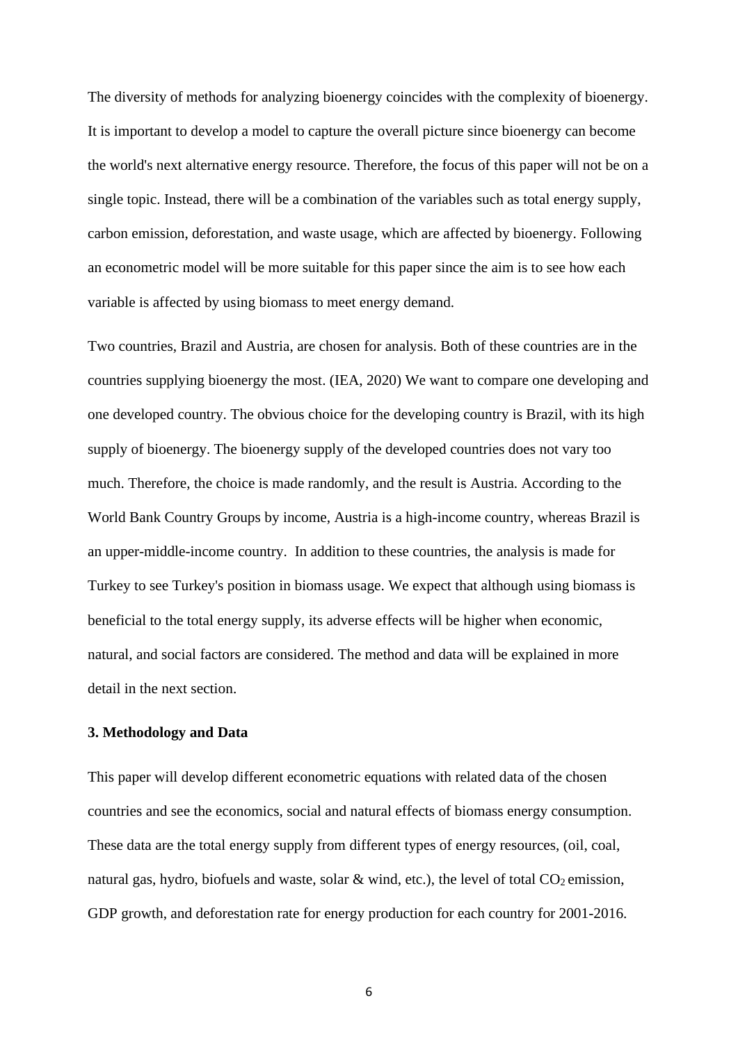The diversity of methods for analyzing bioenergy coincides with the complexity of bioenergy. It is important to develop a model to capture the overall picture since bioenergy can become the world's next alternative energy resource. Therefore, the focus of this paper will not be on a single topic. Instead, there will be a combination of the variables such as total energy supply, carbon emission, deforestation, and waste usage, which are affected by bioenergy. Following an econometric model will be more suitable for this paper since the aim is to see how each variable is affected by using biomass to meet energy demand.

Two countries, Brazil and Austria, are chosen for analysis. Both of these countries are in the countries supplying bioenergy the most. (IEA, 2020) We want to compare one developing and one developed country. The obvious choice for the developing country is Brazil, with its high supply of bioenergy. The bioenergy supply of the developed countries does not vary too much. Therefore, the choice is made randomly, and the result is Austria. According to the World Bank Country Groups by income, Austria is a high-income country, whereas Brazil is an upper-middle-income country. In addition to these countries, the analysis is made for Turkey to see Turkey's position in biomass usage. We expect that although using biomass is beneficial to the total energy supply, its adverse effects will be higher when economic, natural, and social factors are considered. The method and data will be explained in more detail in the next section.

### 3. Methodology and Data

This paper will develop different econometric equations with related data of the chosen countries and see the economics, social and natural effects of biomass energy consumption. These data are the total energy supply from different types of energy resources, (oil, coal, natural gas, hydro, biofuels and waste, solar & wind, etc.), the level of total $CO_2$ emission, GDP growth, and deforestation rate for energy production for each country for 2001-2016.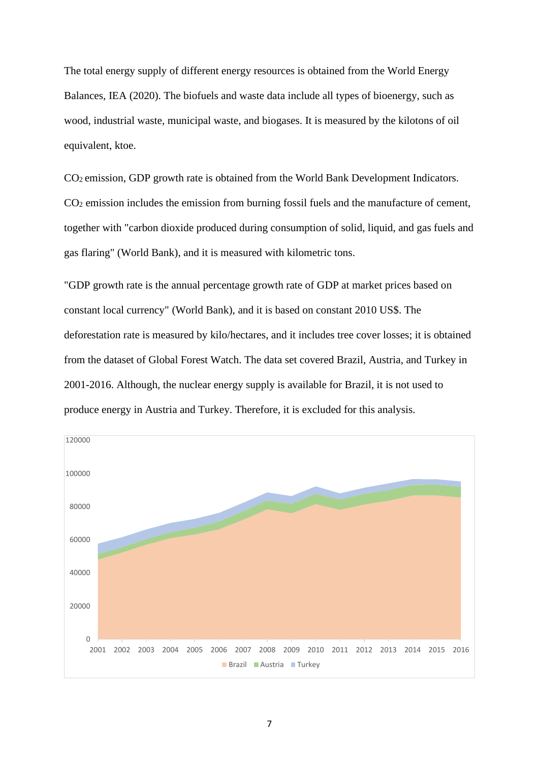The total energy supply of different energy resources is obtained from the World Energy Balances, IEA (2020). The biofuels and waste data include all types of bioenergy, such as wood, industrial waste, municipal waste, and biogases. It is measured by the kilotons of oil equivalent, ktoe.

$CO_2$ emission, GDP growth rate is obtained from the World Bank Development Indicators. $CO_2$ emission includes the emission from burning fossil fuels and the manufacture of cement, together with "carbon dioxide produced during consumption of solid, liquid, and gas fuels and gas flaring" (World Bank), and it is measured with kilometric tons.

"GDP growth rate is the annual percentage growth rate of GDP at market prices based on constant local currency" (World Bank), and it is based on constant 2010 US$. The deforestation rate is measured by kilo/hectares, and it includes tree cover losses; it is obtained from the dataset of Global Forest Watch. The data set covered Brazil, Austria, and Turkey in 2001-2016. Although, the nuclear energy supply is available for Brazil, it is not used to produce energy in Austria and Turkey. Therefore, it is excluded for this analysis.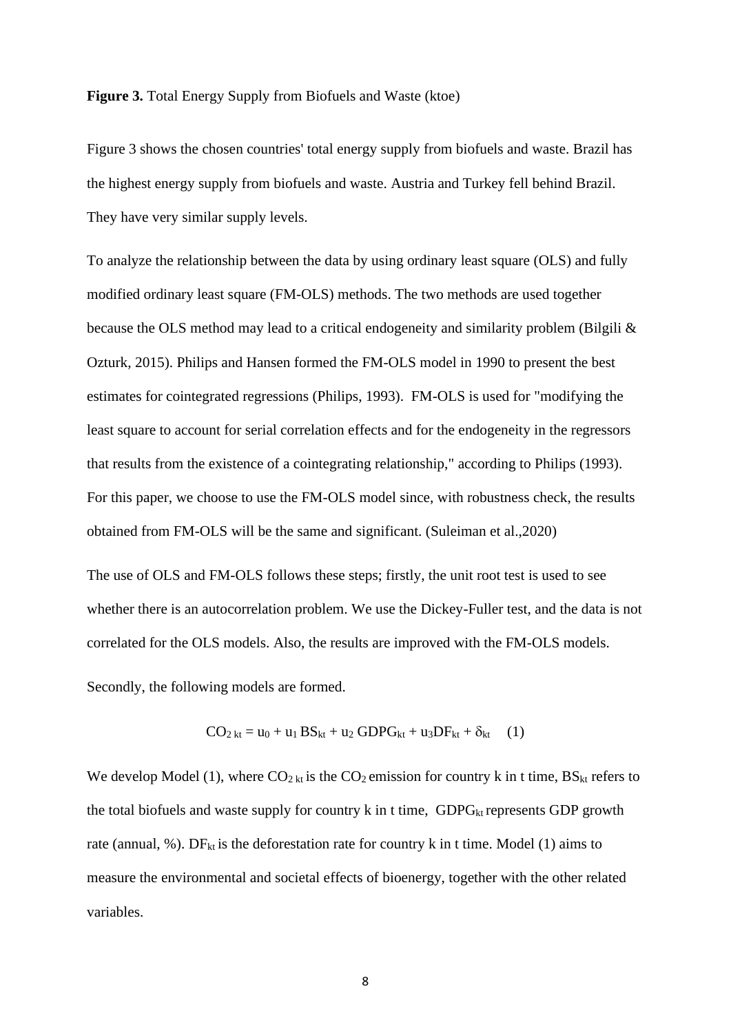**Figure 3.** Total Energy Supply from Biofuels and Waste (ktoe)

Figure 3 shows the chosen countries' total energy supply from biofuels and waste. Brazil has the highest energy supply from biofuels and waste. Austria and Turkey fell behind Brazil. They have very similar supply levels.

To analyze the relationship between the data by using ordinary least square (OLS) and fully modified ordinary least square (FM-OLS) methods. The two methods are used together because the OLS method may lead to a critical endogeneity and similarity problem (Bilgili & Ozturk, 2015). Philips and Hansen formed the FM-OLS model in 1990 to present the best estimates for cointegrated regressions (Philips, 1993). FM-OLS is used for "modifying the least square to account for serial correlation effects and for the endogeneity in the regressors that results from the existence of a cointegrating relationship," according to Philips (1993). For this paper, we choose to use the FM-OLS model since, with robustness check, the results obtained from FM-OLS will be the same and significant. (Suleiman et al.,2020)

The use of OLS and FM-OLS follows these steps; firstly, the unit root test is used to see whether there is an autocorrelation problem. We use the Dickey-Fuller test, and the data is not correlated for the OLS models. Also, the results are improved with the FM-OLS models.

Secondly, the following models are formed.

$$CO_{2\,kt} = u_0 + u_1\, BS_{kt} + u_2\, GDPG_{kt} + u_3 DF_{kt} + \delta_{kt} \quad (1)$$

We develop Model (1), where $CO_{2\,kt}$ is the $CO_2$ emission for country k in t time, $BS_{kt}$ refers to the total biofuels and waste supply for country k in t time, $GDPG_{kt}$ represents GDP growth rate (annual, %). $DF_{kt}$ is the deforestation rate for country k in t time. Model (1) aims to measure the environmental and societal effects of bioenergy, together with the other related variables.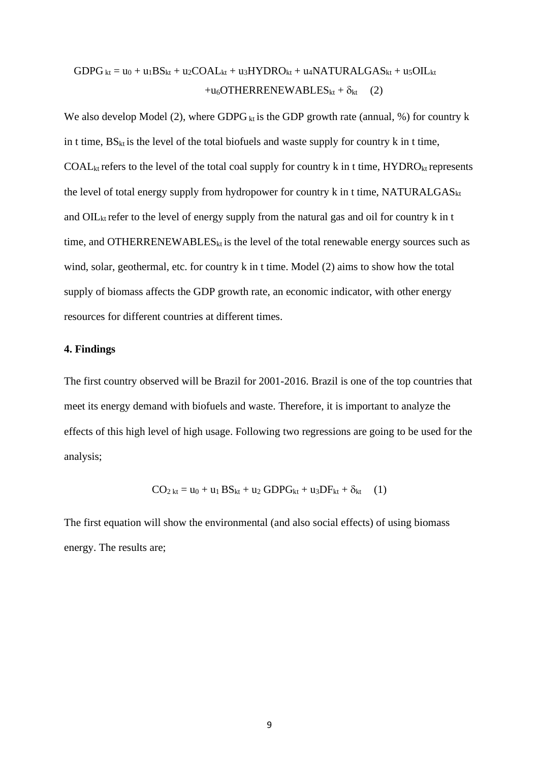$$GDPG_{kt} = u_0 + u_1BS_{kt} + u_2COAL_{kt} + u_3HYDRO_{kt} + u_4NATURALGAS_{kt} + u_5OIL_{kt} + u_6OTHERRENEWABLES_{kt} + \delta_{kt} \quad (2)$$

We also develop Model (2), where $GDPG_{kt}$ is the GDP growth rate (annual, %) for country k in t time, $BS_{kt}$ is the level of the total biofuels and waste supply for country k in t time, $COAL_{kt}$ refers to the level of the total coal supply for country k in t time, $HYDRO_{kt}$ represents the level of total energy supply from hydropower for country k in t time, $NATURALGAS_{kt}$ and $OIL_{kt}$ refer to the level of energy supply from the natural gas and oil for country k in t time, and $OTHERRENEWABLES_{kt}$ is the level of the total renewable energy sources such as wind, solar, geothermal, etc. for country k in t time. Model (2) aims to show how the total supply of biomass affects the GDP growth rate, an economic indicator, with other energy resources for different countries at different times.

**4. Findings**

The first country observed will be Brazil for 2001-2016. Brazil is one of the top countries that meet its energy demand with biofuels and waste. Therefore, it is important to analyze the effects of this high level of high usage. Following two regressions are going to be used for the analysis;

$$CO_{2\,kt} = u_0 + u_1\,BS_{kt} + u_2\,GDPG_{kt} + u_3DF_{kt} + \delta_{kt} \quad (1)$$

The first equation will show the environmental (and also social effects) of using biomass energy. The results are;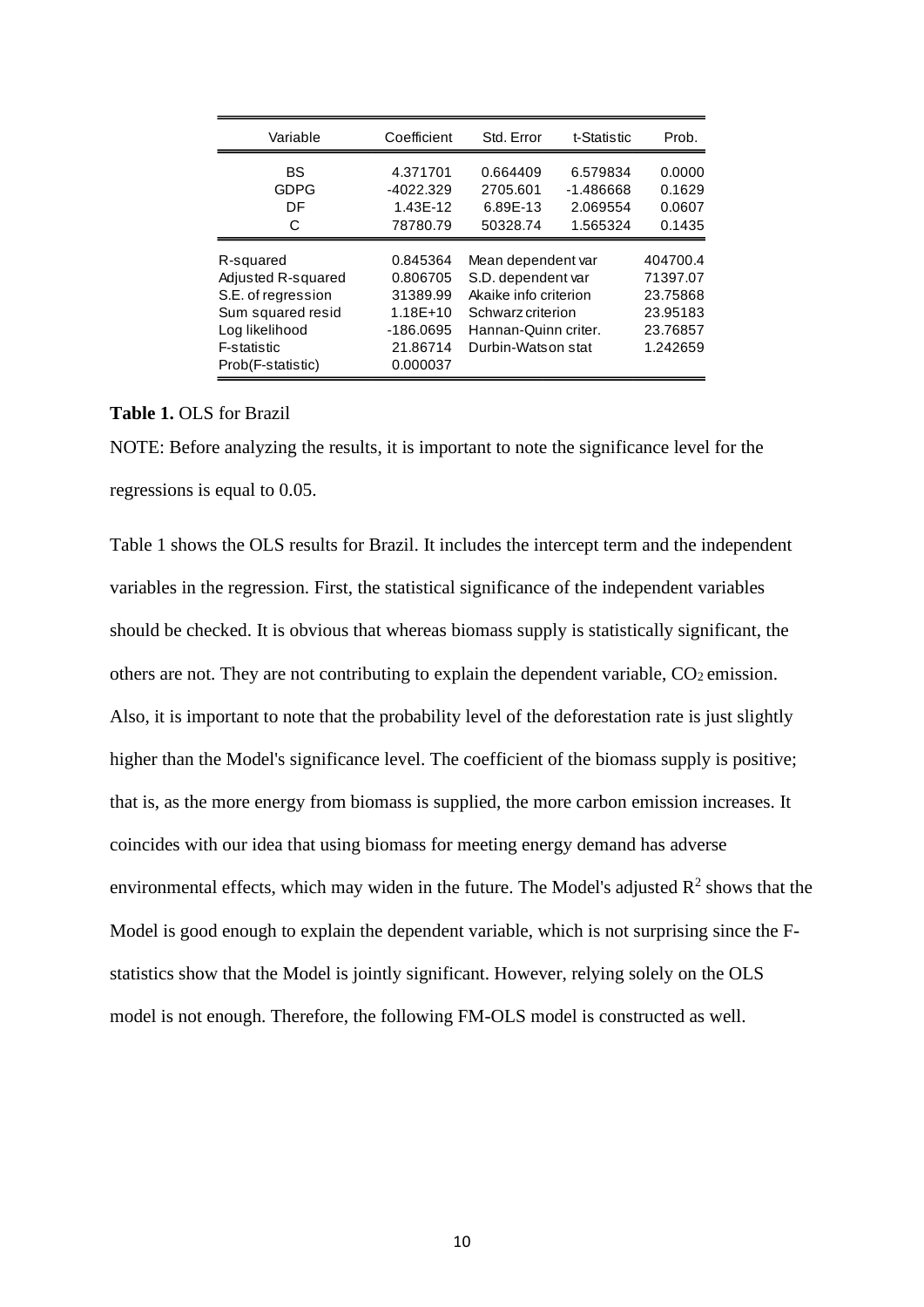| Variable | Coefficient | Std. Error | t-Statistic | Prob. |
|---|---|---|---|---|
| BS | 4.371701 | 0.664409 | 6.579834 | 0.0000 |
| GDPG | -4022.329 | 2705.601 | -1.486668 | 0.1629 |
| DF | 1.43E-12 | 6.89E-13 | 2.069554 | 0.0607 |
| C | 78780.79 | 50328.74 | 1.565324 | 0.1435 |
| R-squared | 0.845364 | Mean dependent var | | 404700.4 |
| Adjusted R-squared | 0.806705 | S.D. dependent var | | 71397.07 |
| S.E. of regression | 31389.99 | Akaike info criterion | | 23.75868 |
| Sum squared resid | 1.18E+10 | Schwarz criterion | | 23.95183 |
| Log likelihood | -186.0695 | Hannan-Quinn criter. | | 23.76857 |
| F-statistic | 21.86714 | Durbin-Watson stat | | 1.242659 |
| Prob(F-statistic) | 0.000037 | | | |

**Table 1.** OLS for Brazil

NOTE: Before analyzing the results, it is important to note the significance level for the regressions is equal to 0.05.

Table 1 shows the OLS results for Brazil. It includes the intercept term and the independent variables in the regression. First, the statistical significance of the independent variables should be checked. It is obvious that whereas biomass supply is statistically significant, the others are not. They are not contributing to explain the dependent variable, $CO_2$ emission. Also, it is important to note that the probability level of the deforestation rate is just slightly higher than the Model's significance level. The coefficient of the biomass supply is positive; that is, as the more energy from biomass is supplied, the more carbon emission increases. It coincides with our idea that using biomass for meeting energy demand has adverse environmental effects, which may widen in the future. The Model's adjusted $R^2$ shows that the Model is good enough to explain the dependent variable, which is not surprising since the F-statistics show that the Model is jointly significant. However, relying solely on the OLS model is not enough. Therefore, the following FM-OLS model is constructed as well.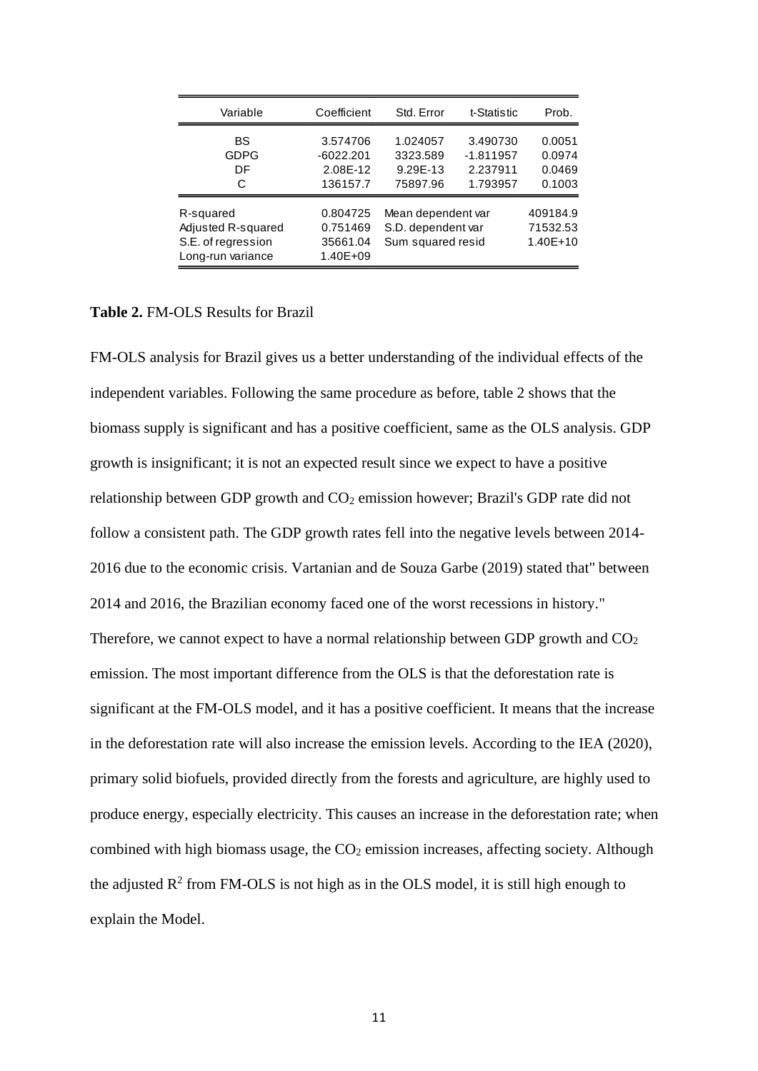| Variable | Coefficient | Std. Error | t-Statistic | Prob. |
|---|---|---|---|---|
| BS | 3.574706 | 1.024057 | 3.490730 | 0.0051 |
| GDPG | -6022.201 | 3323.589 | -1.811957 | 0.0974 |
| DF | 2.08E-12 | 9.29E-13 | 2.237911 | 0.0469 |
| C | 136157.7 | 75897.96 | 1.793957 | 0.1003 |
| R-squared | 0.804725 | Mean dependent var | | 409184.9 |
| Adjusted R-squared | 0.751469 | S.D. dependent var | | 71532.53 |
| S.E. of regression | 35661.04 | Sum squared resid | | 1.40E+10 |
| Long-run variance | 1.40E+09 | | | |

**Table 2.** FM-OLS Results for Brazil

FM-OLS analysis for Brazil gives us a better understanding of the individual effects of the independent variables. Following the same procedure as before, table 2 shows that the biomass supply is significant and has a positive coefficient, same as the OLS analysis. GDP growth is insignificant; it is not an expected result since we expect to have a positive relationship between GDP growth and $CO_2$ emission however; Brazil's GDP rate did not follow a consistent path. The GDP growth rates fell into the negative levels between 2014-2016 due to the economic crisis. Vartanian and de Souza Garbe (2019) stated that" between 2014 and 2016, the Brazilian economy faced one of the worst recessions in history." Therefore, we cannot expect to have a normal relationship between GDP growth and $CO_2$ emission. The most important difference from the OLS is that the deforestation rate is significant at the FM-OLS model, and it has a positive coefficient. It means that the increase in the deforestation rate will also increase the emission levels. According to the IEA (2020), primary solid biofuels, provided directly from the forests and agriculture, are highly used to produce energy, especially electricity. This causes an increase in the deforestation rate; when combined with high biomass usage, the $CO_2$ emission increases, affecting society. Although the adjusted $R^2$ from FM-OLS is not high as in the OLS model, it is still high enough to explain the Model.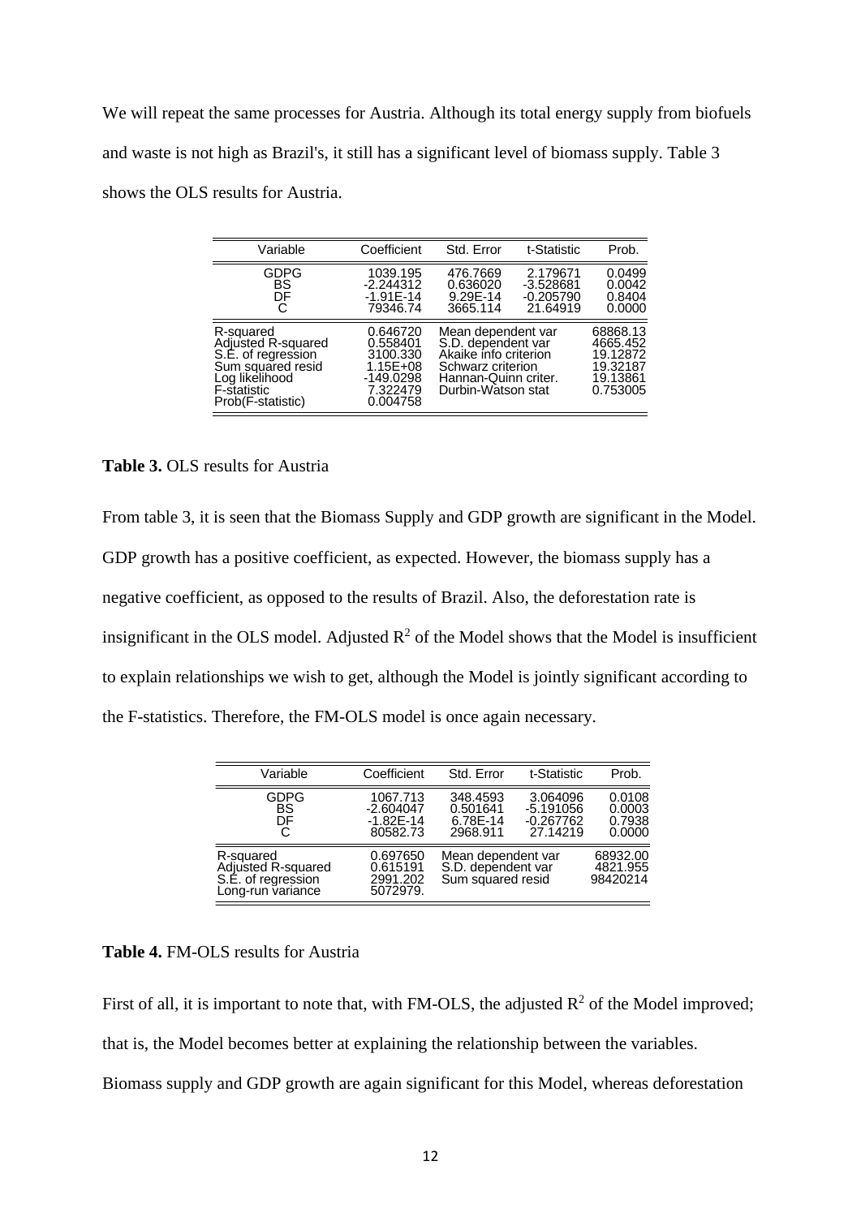We will repeat the same processes for Austria. Although its total energy supply from biofuels and waste is not high as Brazil's, it still has a significant level of biomass supply. Table 3 shows the OLS results for Austria.

| Variable | Coefficient | Std. Error | t-Statistic | Prob. |
|---|---|---|---|---|
| GDPG | 1039.195 | 476.7669 | 2.179671 | 0.0499 |
| BS | -2.244312 | 0.636020 | -3.528681 | 0.0042 |
| DF | -1.91E-14 | 9.29E-14 | -0.205790 | 0.8404 |
| C | 79346.74 | 3665.114 | 21.64919 | 0.0000 |
| R-squared | 0.646720 | Mean dependent var | | 68868.13 |
| Adjusted R-squared | 0.558401 | S.D. dependent var | | 4665.452 |
| S.E. of regression | 3100.330 | Akaike info criterion | | 19.12872 |
| Sum squared resid | 1.15E+08 | Schwarz criterion | | 19.32187 |
| Log likelihood | -149.0298 | Hannan-Quinn criter. | | 19.13861 |
| F-statistic | 7.322479 | Durbin-Watson stat | | 0.753005 |
| Prob(F-statistic) | 0.004758 | | | |

**Table 3.** OLS results for Austria

From table 3, it is seen that the Biomass Supply and GDP growth are significant in the Model. GDP growth has a positive coefficient, as expected. However, the biomass supply has a negative coefficient, as opposed to the results of Brazil. Also, the deforestation rate is insignificant in the OLS model. Adjusted $R^2$ of the Model shows that the Model is insufficient to explain relationships we wish to get, although the Model is jointly significant according to the F-statistics. Therefore, the FM-OLS model is once again necessary.

| Variable | Coefficient | Std. Error | t-Statistic | Prob. |
|---|---|---|---|---|
| GDPG | 1067.713 | 348.4593 | 3.064096 | 0.0108 |
| BS | -2.604047 | 0.501641 | -5.191056 | 0.0003 |
| DF | -1.82E-14 | 6.78E-14 | -0.267762 | 0.7938 |
| C | 80582.73 | 2968.911 | 27.14219 | 0.0000 |
| R-squared | 0.697650 | Mean dependent var | | 68932.00 |
| Adjusted R-squared | 0.615191 | S.D. dependent var | | 4821.955 |
| S.E. of regression | 2991.202 | Sum squared resid | | 98420214 |
| Long-run variance | 5072979. | | | |

**Table 4.** FM-OLS results for Austria

First of all, it is important to note that, with FM-OLS, the adjusted $R^2$ of the Model improved; that is, the Model becomes better at explaining the relationship between the variables. Biomass supply and GDP growth are again significant for this Model, whereas deforestation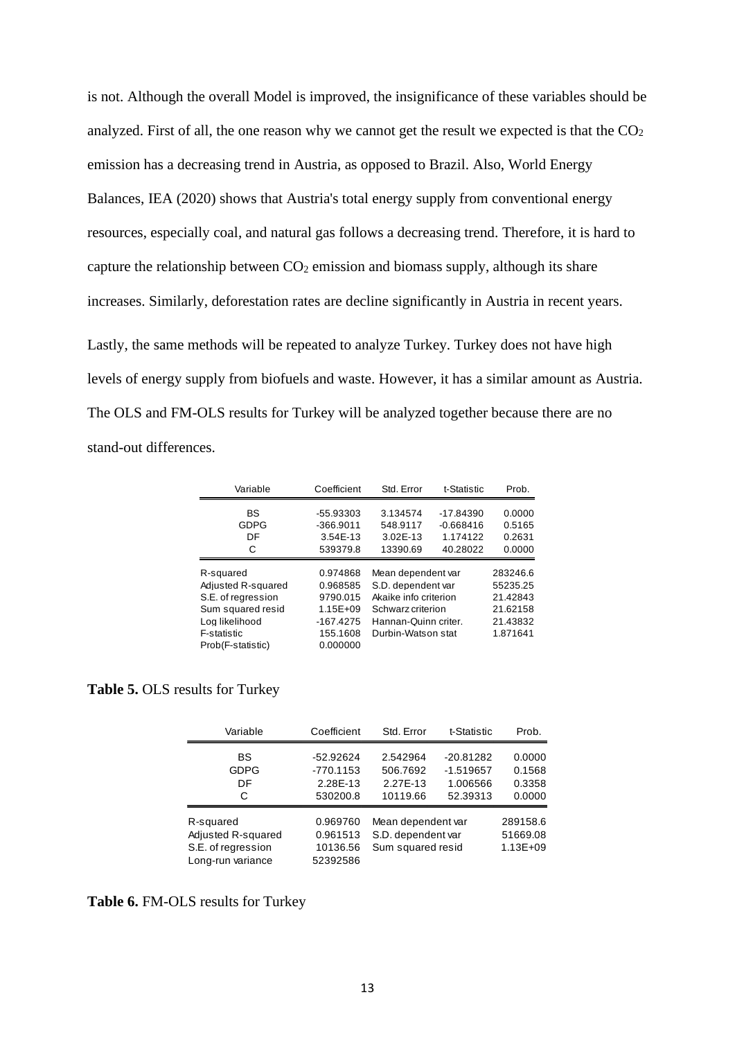is not. Although the overall Model is improved, the insignificance of these variables should be analyzed. First of all, the one reason why we cannot get the result we expected is that the $CO_2$ emission has a decreasing trend in Austria, as opposed to Brazil. Also, World Energy Balances, IEA (2020) shows that Austria's total energy supply from conventional energy resources, especially coal, and natural gas follows a decreasing trend. Therefore, it is hard to capture the relationship between $CO_2$ emission and biomass supply, although its share increases. Similarly, deforestation rates are decline significantly in Austria in recent years.

Lastly, the same methods will be repeated to analyze Turkey. Turkey does not have high levels of energy supply from biofuels and waste. However, it has a similar amount as Austria. The OLS and FM-OLS results for Turkey will be analyzed together because there are no stand-out differences.

| Variable | Coefficient | Std. Error | t-Statistic | Prob. |
|---|---|---|---|---|
| BS | -55.93303 | 3.134574 | -17.84390 | 0.0000 |
| GDPG | -366.9011 | 548.9117 | -0.668416 | 0.5165 |
| DF | 3.54E-13 | 3.02E-13 | 1.174122 | 0.2631 |
| C | 539379.8 | 13390.69 | 40.28022 | 0.0000 |
| R-squared | 0.974868 | Mean dependent var | | 283246.6 |
| Adjusted R-squared | 0.968585 | S.D. dependent var | | 55235.25 |
| S.E. of regression | 9790.015 | Akaike info criterion | | 21.42843 |
| Sum squared resid | 1.15E+09 | Schwarz criterion | | 21.62158 |
| Log likelihood | -167.4275 | Hannan-Quinn criter. | | 21.43832 |
| F-statistic | 155.1608 | Durbin-Watson stat | | 1.871641 |
| Prob(F-statistic) | 0.000000 | | | |

**Table 5.** OLS results for Turkey

| Variable | Coefficient | Std. Error | t-Statistic | Prob. |
|---|---|---|---|---|
| BS | -52.92624 | 2.542964 | -20.81282 | 0.0000 |
| GDPG | -770.1153 | 506.7692 | -1.519657 | 0.1568 |
| DF | 2.28E-13 | 2.27E-13 | 1.006566 | 0.3358 |
| C | 530200.8 | 10119.66 | 52.39313 | 0.0000 |
| R-squared | 0.969760 | Mean dependent var | | 289158.6 |
| Adjusted R-squared | 0.961513 | S.D. dependent var | | 51669.08 |
| S.E. of regression | 10136.56 | Sum squared resid | | 1.13E+09 |
| Long-run variance | 52392586 | | | |

**Table 6.** FM-OLS results for Turkey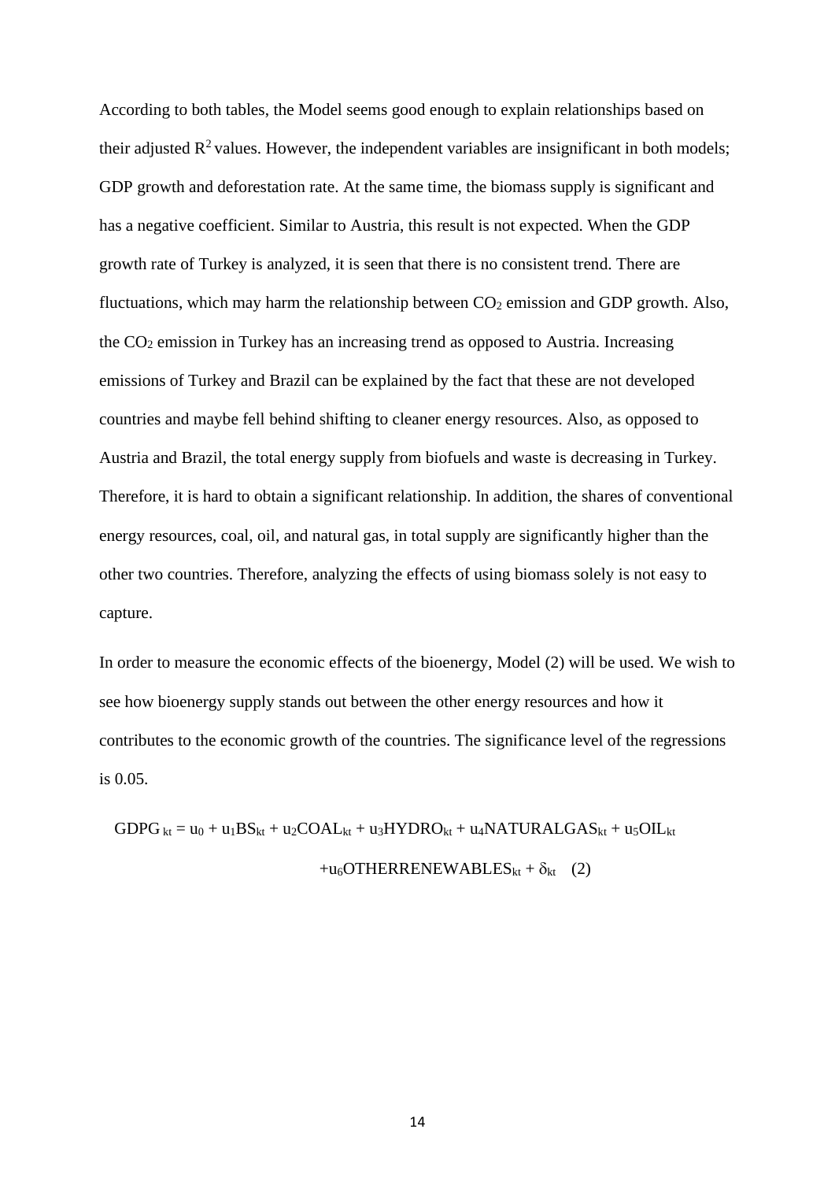According to both tables, the Model seems good enough to explain relationships based on their adjusted $R^2$ values. However, the independent variables are insignificant in both models; GDP growth and deforestation rate. At the same time, the biomass supply is significant and has a negative coefficient. Similar to Austria, this result is not expected. When the GDP growth rate of Turkey is analyzed, it is seen that there is no consistent trend. There are fluctuations, which may harm the relationship between $CO_2$ emission and GDP growth. Also, the $CO_2$ emission in Turkey has an increasing trend as opposed to Austria. Increasing emissions of Turkey and Brazil can be explained by the fact that these are not developed countries and maybe fell behind shifting to cleaner energy resources. Also, as opposed to Austria and Brazil, the total energy supply from biofuels and waste is decreasing in Turkey. Therefore, it is hard to obtain a significant relationship. In addition, the shares of conventional energy resources, coal, oil, and natural gas, in total supply are significantly higher than the other two countries. Therefore, analyzing the effects of using biomass solely is not easy to capture.

In order to measure the economic effects of the bioenergy, Model (2) will be used. We wish to see how bioenergy supply stands out between the other energy resources and how it contributes to the economic growth of the countries. The significance level of the regressions is 0.05.

$$GDPG_{kt} = u_0 + u_1 BS_{kt} + u_2 COAL_{kt} + u_3 HYDRO_{kt} + u_4 NATURALGAS_{kt} + u_5 OIL_{kt} + u_6 OTHERRENEWABLES_{kt} + \delta_{kt} \quad (2)$$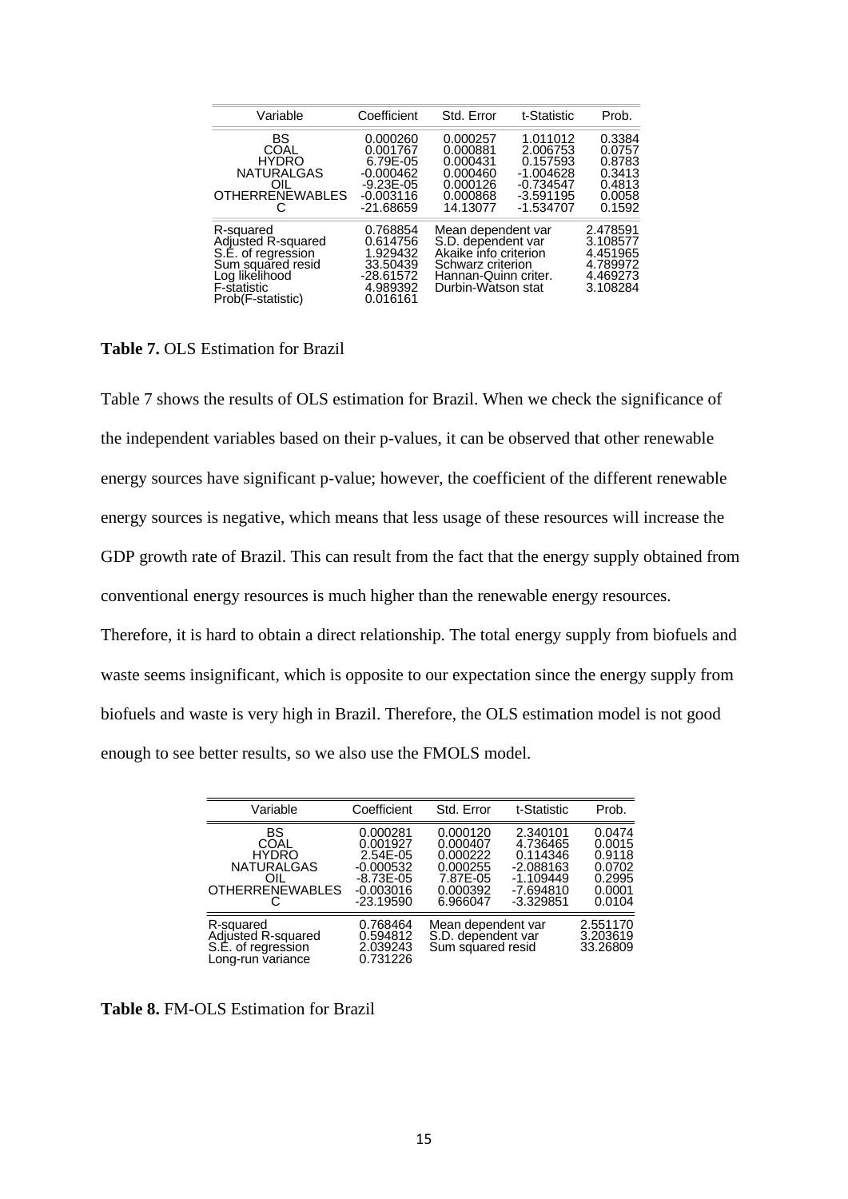| Variable | Coefficient | Std. Error | t-Statistic | Prob. |
|---|---|---|---|---|
| BS | 0.000260 | 0.000257 | 1.011012 | 0.3384 |
| COAL | 0.001767 | 0.000881 | 2.006753 | 0.0757 |
| HYDRO | 6.79E-05 | 0.000431 | 0.157593 | 0.8783 |
| NATURALGAS | -0.000462 | 0.000460 | -1.004628 | 0.3413 |
| OIL | -9.23E-05 | 0.000126 | -0.734547 | 0.4813 |
| OTHERRENEWABLES | -0.003116 | 0.000868 | -3.591195 | 0.0058 |
| C | -21.68659 | 14.13077 | -1.534707 | 0.1592 |
| R-squared | 0.768854 | Mean dependent var | | 2.478591 |
| Adjusted R-squared | 0.614756 | S.D. dependent var | | 3.108577 |
| S.E. of regression | 1.929432 | Akaike info criterion | | 4.451965 |
| Sum squared resid | 33.50439 | Schwarz criterion | | 4.789972 |
| Log likelihood | -28.61572 | Hannan-Quinn criter. | | 4.469273 |
| F-statistic | 4.989392 | Durbin-Watson stat | | 3.108284 |
| Prob(F-statistic) | 0.016161 | | | |

**Table 7.** OLS Estimation for Brazil

Table 7 shows the results of OLS estimation for Brazil. When we check the significance of the independent variables based on their p-values, it can be observed that other renewable energy sources have significant p-value; however, the coefficient of the different renewable energy sources is negative, which means that less usage of these resources will increase the GDP growth rate of Brazil. This can result from the fact that the energy supply obtained from conventional energy resources is much higher than the renewable energy resources. Therefore, it is hard to obtain a direct relationship. The total energy supply from biofuels and waste seems insignificant, which is opposite to our expectation since the energy supply from biofuels and waste is very high in Brazil. Therefore, the OLS estimation model is not good enough to see better results, so we also use the FMOLS model.

| Variable | Coefficient | Std. Error | t-Statistic | Prob. |
|---|---|---|---|---|
| BS | 0.000281 | 0.000120 | 2.340101 | 0.0474 |
| COAL | 0.001927 | 0.000407 | 4.736465 | 0.0015 |
| HYDRO | 2.54E-05 | 0.000222 | 0.114346 | 0.9118 |
| NATURALGAS | -0.000532 | 0.000255 | -2.088163 | 0.0702 |
| OIL | -8.73E-05 | 7.87E-05 | -1.109449 | 0.2995 |
| OTHERRENEWABLES | -0.003016 | 0.000392 | -7.694810 | 0.0001 |
| C | -23.19590 | 6.966047 | -3.329851 | 0.0104 |
| R-squared | 0.768464 | Mean dependent var | | 2.551170 |
| Adjusted R-squared | 0.594812 | S.D. dependent var | | 3.203619 |
| S.E. of regression | 2.039243 | Sum squared resid | | 33.26809 |
| Long-run variance | 0.731226 | | | |

**Table 8.** FM-OLS Estimation for Brazil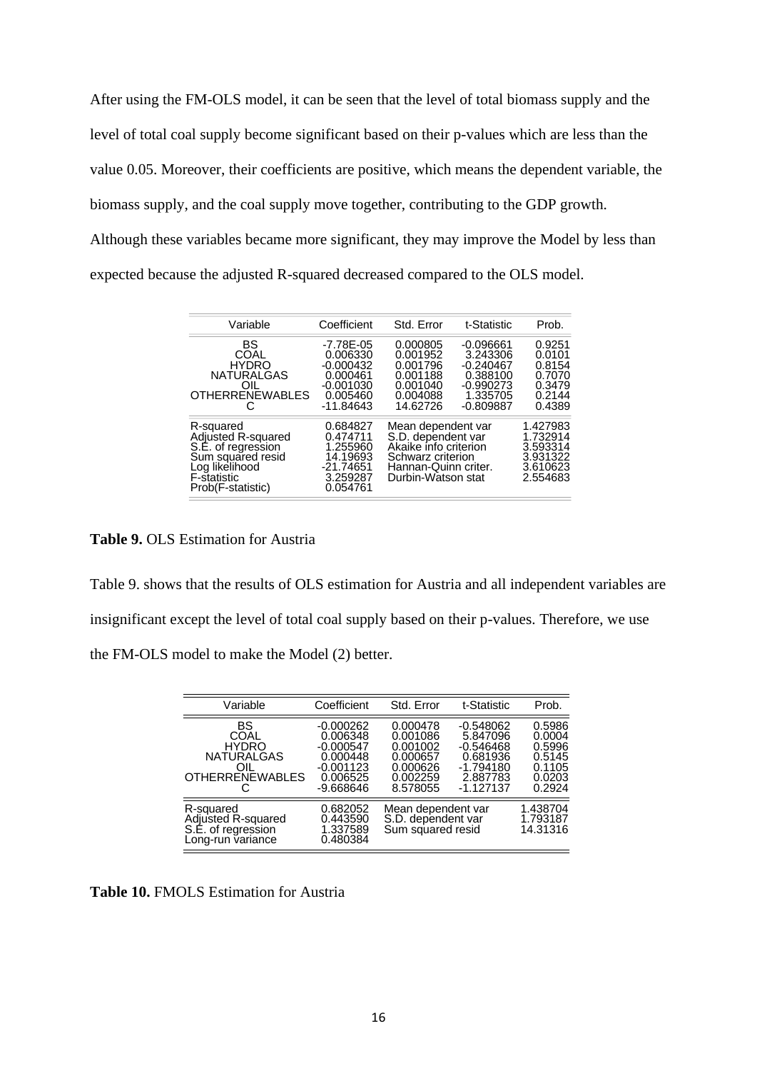After using the FM-OLS model, it can be seen that the level of total biomass supply and the level of total coal supply become significant based on their p-values which are less than the value 0.05. Moreover, their coefficients are positive, which means the dependent variable, the biomass supply, and the coal supply move together, contributing to the GDP growth. Although these variables became more significant, they may improve the Model by less than expected because the adjusted R-squared decreased compared to the OLS model.

| Variable | Coefficient | Std. Error | t-Statistic | Prob. |
|---|---|---|---|---|
| BS | -7.78E-05 | 0.000805 | -0.096661 | 0.9251 |
| COAL | 0.006330 | 0.001952 | 3.243306 | 0.0101 |
| HYDRO | -0.000432 | 0.001796 | -0.240467 | 0.8154 |
| NATURALGAS | 0.000461 | 0.001188 | 0.388100 | 0.7070 |
| OIL | -0.001030 | 0.001040 | -0.990273 | 0.3479 |
| OTHERRENEWABLES | 0.005460 | 0.004088 | 1.335705 | 0.2144 |
| C | -11.84643 | 14.62726 | -0.809887 | 0.4389 |
| R-squared | 0.684827 | Mean dependent var | | 1.427983 |
| Adjusted R-squared | 0.474711 | S.D. dependent var | | 1.732914 |
| S.E. of regression | 1.255960 | Akaike info criterion | | 3.593314 |
| Sum squared resid | 14.19693 | Schwarz criterion | | 3.931322 |
| Log likelihood | -21.74651 | Hannan-Quinn criter. | | 3.610623 |
| F-statistic | 3.259287 | Durbin-Watson stat | | 2.554683 |
| Prob(F-statistic) | 0.054761 | | | |

**Table 9.** OLS Estimation for Austria

Table 9. shows that the results of OLS estimation for Austria and all independent variables are insignificant except the level of total coal supply based on their p-values. Therefore, we use the FM-OLS model to make the Model (2) better.

| Variable | Coefficient | Std. Error | t-Statistic | Prob. |
|---|---|---|---|---|
| BS | -0.000262 | 0.000478 | -0.548062 | 0.5986 |
| COAL | 0.006348 | 0.001086 | 5.847096 | 0.0004 |
| HYDRO | -0.000547 | 0.001002 | -0.546468 | 0.5996 |
| NATURALGAS | 0.000448 | 0.000657 | 0.681936 | 0.5145 |
| OIL | -0.001123 | 0.000626 | -1.794180 | 0.1105 |
| OTHERRENEWABLES | 0.006525 | 0.002259 | 2.887783 | 0.0203 |
| C | -9.668646 | 8.578055 | -1.127137 | 0.2924 |
| R-squared | 0.682052 | Mean dependent var | | 1.438704 |
| Adjusted R-squared | 0.443590 | S.D. dependent var | | 1.793187 |
| S.E. of regression | 1.337589 | Sum squared resid | | 14.31316 |
| Long-run variance | 0.480384 | | | |

**Table 10.** FMOLS Estimation for Austria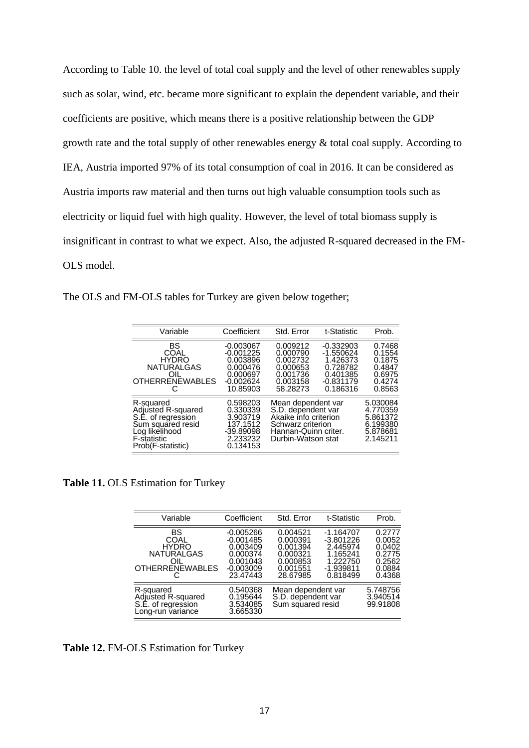According to Table 10. the level of total coal supply and the level of other renewables supply such as solar, wind, etc. became more significant to explain the dependent variable, and their coefficients are positive, which means there is a positive relationship between the GDP growth rate and the total supply of other renewables energy & total coal supply. According to IEA, Austria imported 97% of its total consumption of coal in 2016. It can be considered as Austria imports raw material and then turns out high valuable consumption tools such as electricity or liquid fuel with high quality. However, the level of total biomass supply is insignificant in contrast to what we expect. Also, the adjusted R-squared decreased in the FM-OLS model.

The OLS and FM-OLS tables for Turkey are given below together;

| Variable | Coefficient | Std. Error | t-Statistic | Prob. |
|---|---|---|---|---|
| BS | -0.003067 | 0.009212 | -0.332903 | 0.7468 |
| COAL | -0.001225 | 0.000790 | -1.550624 | 0.1554 |
| HYDRO | 0.003896 | 0.002732 | 1.426373 | 0.1875 |
| NATURALGAS | 0.000476 | 0.000653 | 0.728782 | 0.4847 |
| OIL | 0.000697 | 0.001736 | 0.401385 | 0.6975 |
| OTHERRENEWABLES | -0.002624 | 0.003158 | -0.831179 | 0.4274 |
| C | 10.85903 | 58.28273 | 0.186316 | 0.8563 |
| R-squared | 0.598203 | Mean dependent var | | 5.030084 |
| Adjusted R-squared | 0.330339 | S.D. dependent var | | 4.770359 |
| S.E. of regression | 3.903719 | Akaike info criterion | | 5.861372 |
| Sum squared resid | 137.1512 | Schwarz criterion | | 6.199380 |
| Log likelihood | -39.89098 | Hannan-Quinn criter. | | 5.878681 |
| F-statistic | 2.233232 | Durbin-Watson stat | | 2.145211 |
| Prob(F-statistic) | 0.134153 | | | |

**Table 11.** OLS Estimation for Turkey

| Variable | Coefficient | Std. Error | t-Statistic | Prob. |
|---|---|---|---|---|
| BS | -0.005266 | 0.004521 | -1.164707 | 0.2777 |
| COAL | -0.001485 | 0.000391 | -3.801226 | 0.0052 |
| HYDRO | 0.003409 | 0.001394 | 2.445974 | 0.0402 |
| NATURALGAS | 0.000374 | 0.000321 | 1.165241 | 0.2775 |
| OIL | 0.001043 | 0.000853 | 1.222750 | 0.2562 |
| OTHERRENEWABLES | -0.003009 | 0.001551 | -1.939811 | 0.0884 |
| C | 23.47443 | 28.67985 | 0.818499 | 0.4368 |
| R-squared | 0.540368 | Mean dependent var | | 5.748756 |
| Adjusted R-squared | 0.195644 | S.D. dependent var | | 3.940514 |
| S.E. of regression | 3.534085 | Sum squared resid | | 99.91808 |
| Long-run variance | 3.665330 | | | |

**Table 12.** FM-OLS Estimation for Turkey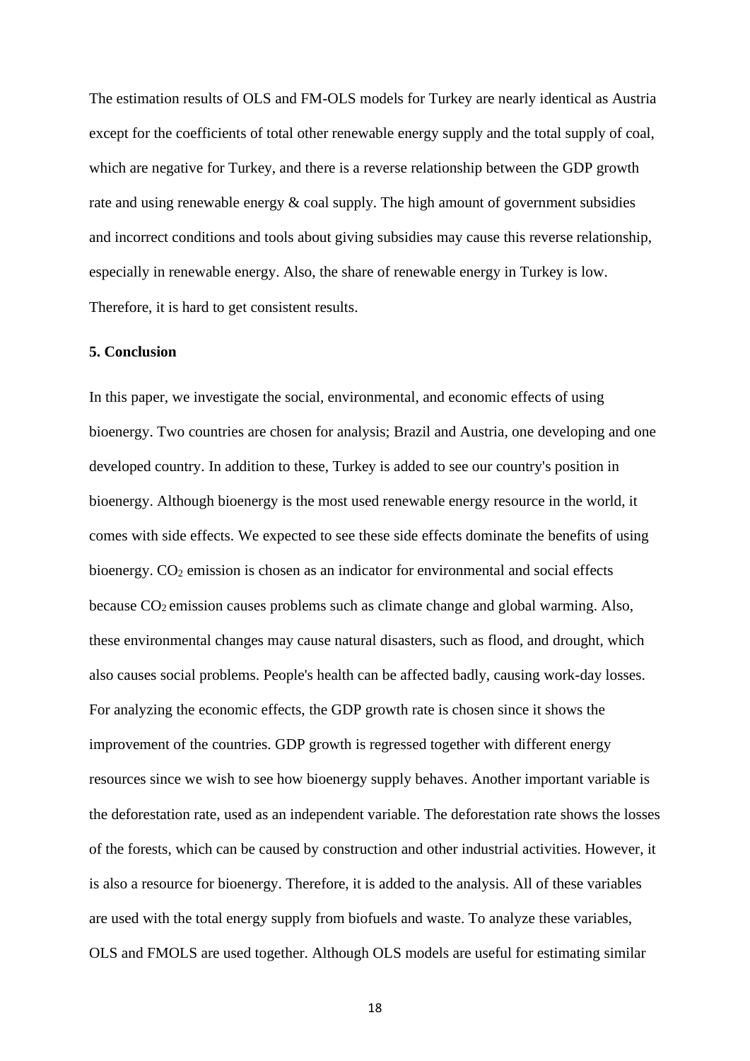The estimation results of OLS and FM-OLS models for Turkey are nearly identical as Austria except for the coefficients of total other renewable energy supply and the total supply of coal, which are negative for Turkey, and there is a reverse relationship between the GDP growth rate and using renewable energy & coal supply. The high amount of government subsidies and incorrect conditions and tools about giving subsidies may cause this reverse relationship, especially in renewable energy. Also, the share of renewable energy in Turkey is low. Therefore, it is hard to get consistent results.

## 5. Conclusion

In this paper, we investigate the social, environmental, and economic effects of using bioenergy. Two countries are chosen for analysis; Brazil and Austria, one developing and one developed country. In addition to these, Turkey is added to see our country's position in bioenergy. Although bioenergy is the most used renewable energy resource in the world, it comes with side effects. We expected to see these side effects dominate the benefits of using bioenergy. $CO_2$ emission is chosen as an indicator for environmental and social effects because $CO_2$ emission causes problems such as climate change and global warming. Also, these environmental changes may cause natural disasters, such as flood, and drought, which also causes social problems. People's health can be affected badly, causing work-day losses. For analyzing the economic effects, the GDP growth rate is chosen since it shows the improvement of the countries. GDP growth is regressed together with different energy resources since we wish to see how bioenergy supply behaves. Another important variable is the deforestation rate, used as an independent variable. The deforestation rate shows the losses of the forests, which can be caused by construction and other industrial activities. However, it is also a resource for bioenergy. Therefore, it is added to the analysis. All of these variables are used with the total energy supply from biofuels and waste. To analyze these variables, OLS and FMOLS are used together. Although OLS models are useful for estimating similar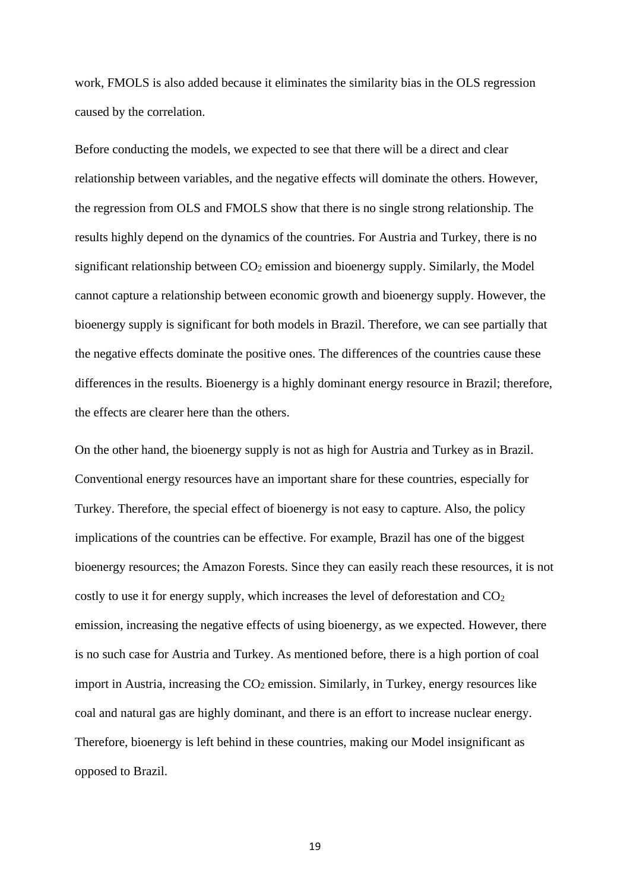work, FMOLS is also added because it eliminates the similarity bias in the OLS regression caused by the correlation.

Before conducting the models, we expected to see that there will be a direct and clear relationship between variables, and the negative effects will dominate the others. However, the regression from OLS and FMOLS show that there is no single strong relationship. The results highly depend on the dynamics of the countries. For Austria and Turkey, there is no significant relationship between $CO_2$ emission and bioenergy supply. Similarly, the Model cannot capture a relationship between economic growth and bioenergy supply. However, the bioenergy supply is significant for both models in Brazil. Therefore, we can see partially that the negative effects dominate the positive ones. The differences of the countries cause these differences in the results. Bioenergy is a highly dominant energy resource in Brazil; therefore, the effects are clearer here than the others.

On the other hand, the bioenergy supply is not as high for Austria and Turkey as in Brazil. Conventional energy resources have an important share for these countries, especially for Turkey. Therefore, the special effect of bioenergy is not easy to capture. Also, the policy implications of the countries can be effective. For example, Brazil has one of the biggest bioenergy resources; the Amazon Forests. Since they can easily reach these resources, it is not costly to use it for energy supply, which increases the level of deforestation and $CO_2$ emission, increasing the negative effects of using bioenergy, as we expected. However, there is no such case for Austria and Turkey. As mentioned before, there is a high portion of coal import in Austria, increasing the $CO_2$ emission. Similarly, in Turkey, energy resources like coal and natural gas are highly dominant, and there is an effort to increase nuclear energy. Therefore, bioenergy is left behind in these countries, making our Model insignificant as opposed to Brazil.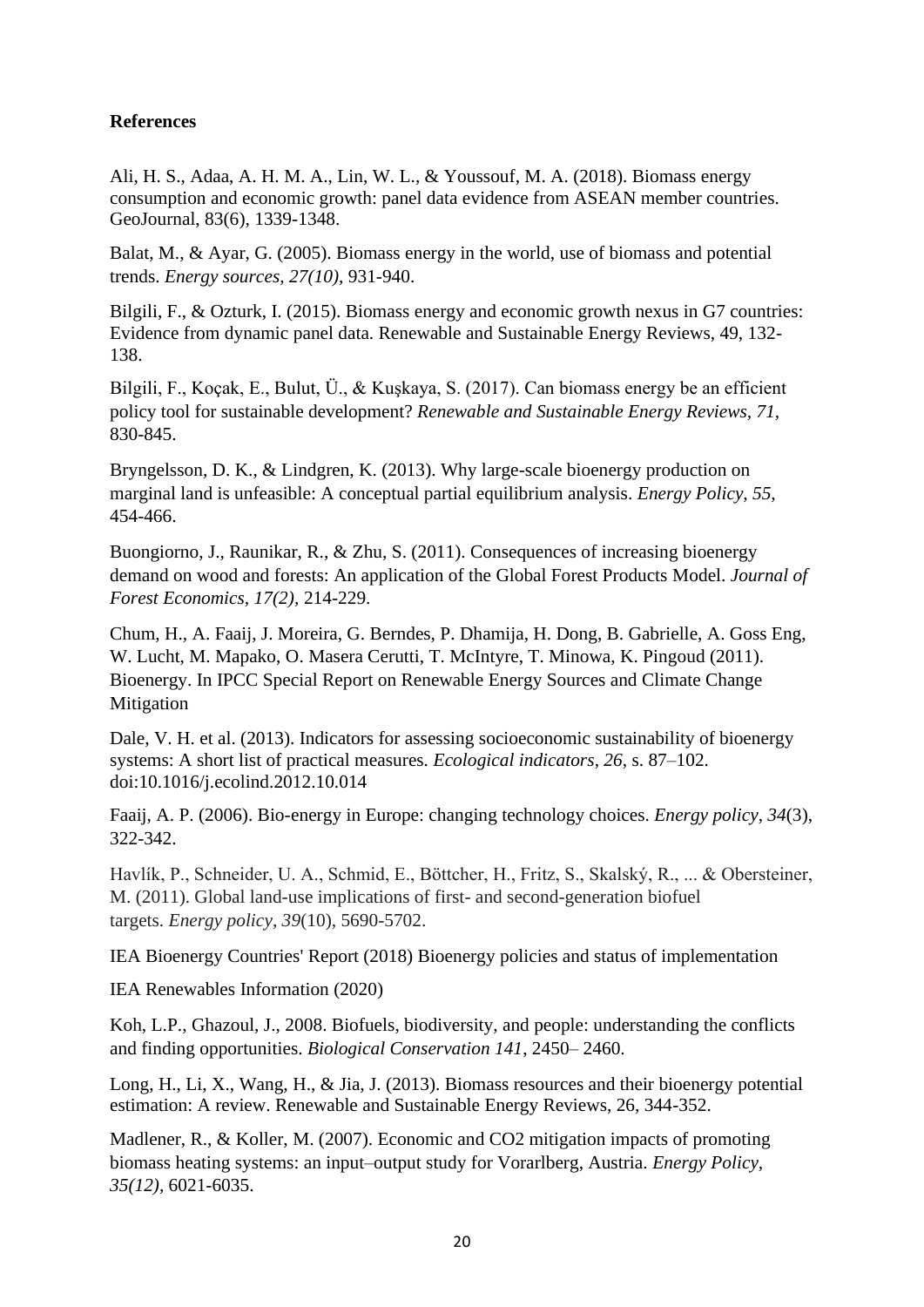**References**

Ali, H. S., Adaa, A. H. M. A., Lin, W. L., & Youssouf, M. A. (2018). Biomass energy consumption and economic growth: panel data evidence from ASEAN member countries. GeoJournal, 83(6), 1339-1348.

Balat, M., & Ayar, G. (2005). Biomass energy in the world, use of biomass and potential trends. *Energy sources, 27(10),* 931-940.

Bilgili, F., & Ozturk, I. (2015). Biomass energy and economic growth nexus in G7 countries: Evidence from dynamic panel data. Renewable and Sustainable Energy Reviews, 49, 132-138.

Bilgili, F., Koçak, E., Bulut, Ü., & Kuşkaya, S. (2017). Can biomass energy be an efficient policy tool for sustainable development? *Renewable and Sustainable Energy Reviews, 71,* 830-845.

Bryngelsson, D. K., & Lindgren, K. (2013). Why large-scale bioenergy production on marginal land is unfeasible: A conceptual partial equilibrium analysis. *Energy Policy, 55,* 454-466.

Buongiorno, J., Raunikar, R., & Zhu, S. (2011). Consequences of increasing bioenergy demand on wood and forests: An application of the Global Forest Products Model. *Journal of Forest Economics, 17(2),* 214-229.

Chum, H., A. Faaij, J. Moreira, G. Berndes, P. Dhamija, H. Dong, B. Gabrielle, A. Goss Eng, W. Lucht, M. Mapako, O. Masera Cerutti, T. McIntyre, T. Minowa, K. Pingoud (2011). Bioenergy. In IPCC Special Report on Renewable Energy Sources and Climate Change Mitigation

Dale, V. H. et al. (2013). Indicators for assessing socioeconomic sustainability of bioenergy systems: A short list of practical measures. *Ecological indicators*, *26*, s. 87–102. doi:10.1016/j.ecolind.2012.10.014

Faaij, A. P. (2006). Bio-energy in Europe: changing technology choices. *Energy policy*, *34*(3), 322-342.

Havlík, P., Schneider, U. A., Schmid, E., Böttcher, H., Fritz, S., Skalský, R., ... & Obersteiner, M. (2011). Global land-use implications of first- and second-generation biofuel targets. *Energy policy*, *39*(10), 5690-5702.

IEA Bioenergy Countries' Report (2018) Bioenergy policies and status of implementation

IEA Renewables Information (2020)

Koh, L.P., Ghazoul, J., 2008. Biofuels, biodiversity, and people: understanding the conflicts and finding opportunities. *Biological Conservation 141*, 2450– 2460.

Long, H., Li, X., Wang, H., & Jia, J. (2013). Biomass resources and their bioenergy potential estimation: A review. Renewable and Sustainable Energy Reviews, 26, 344-352.

Madlener, R., & Koller, M. (2007). Economic and CO2 mitigation impacts of promoting biomass heating systems: an input–output study for Vorarlberg, Austria. *Energy Policy, 35(12),* 6021-6035.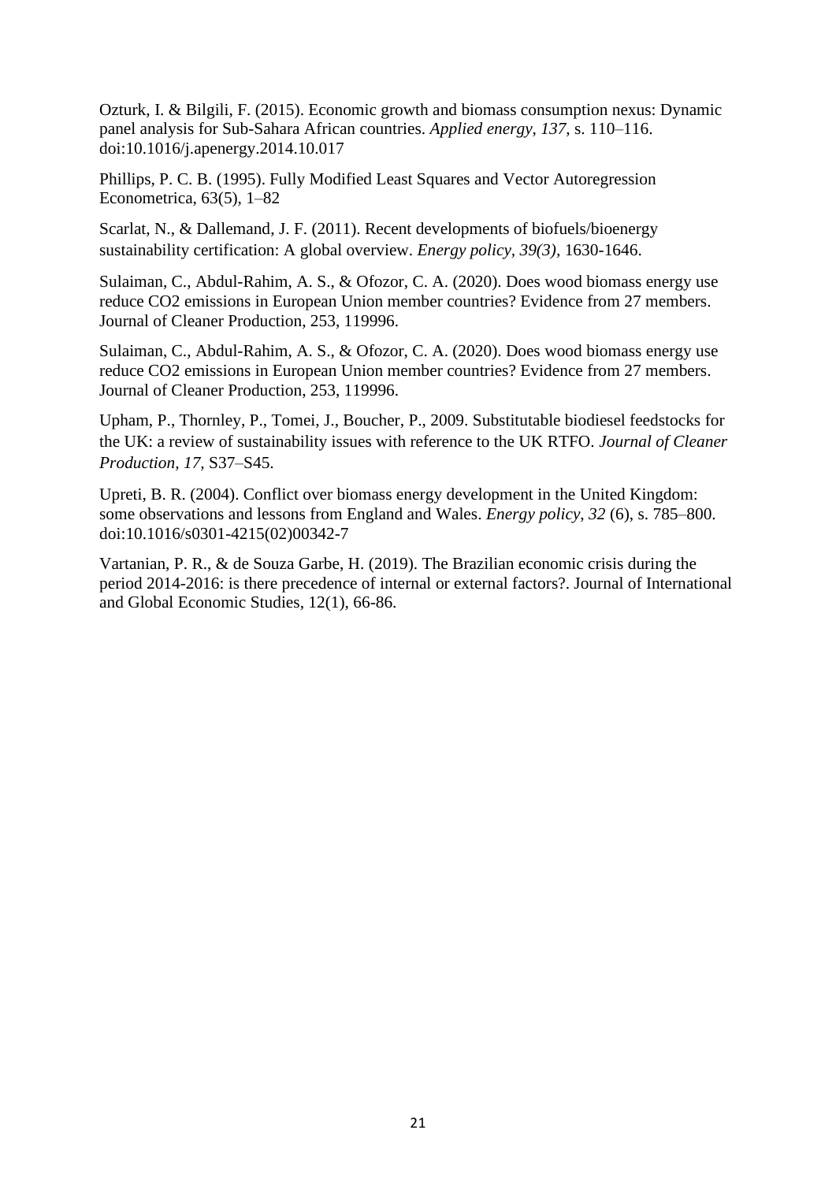Ozturk, I. & Bilgili, F. (2015). Economic growth and biomass consumption nexus: Dynamic panel analysis for Sub-Sahara African countries. *Applied energy*, *137*, s. 110–116. doi:10.1016/j.apenergy.2014.10.017

Phillips, P. C. B. (1995). Fully Modified Least Squares and Vector Autoregression Econometrica, 63(5), 1–82

Scarlat, N., & Dallemand, J. F. (2011). Recent developments of biofuels/bioenergy sustainability certification: A global overview. *Energy policy, 39(3),* 1630-1646.

Sulaiman, C., Abdul-Rahim, A. S., & Ofozor, C. A. (2020). Does wood biomass energy use reduce CO2 emissions in European Union member countries? Evidence from 27 members. Journal of Cleaner Production, 253, 119996.

Sulaiman, C., Abdul-Rahim, A. S., & Ofozor, C. A. (2020). Does wood biomass energy use reduce CO2 emissions in European Union member countries? Evidence from 27 members. Journal of Cleaner Production, 253, 119996.

Upham, P., Thornley, P., Tomei, J., Boucher, P., 2009. Substitutable biodiesel feedstocks for the UK: a review of sustainability issues with reference to the UK RTFO. *Journal of Cleaner Production, 17,* S37–S45.

Upreti, B. R. (2004). Conflict over biomass energy development in the United Kingdom: some observations and lessons from England and Wales. *Energy policy*, *32* (6), s. 785–800. doi:10.1016/s0301-4215(02)00342-7

Vartanian, P. R., & de Souza Garbe, H. (2019). The Brazilian economic crisis during the period 2014-2016: is there precedence of internal or external factors?. Journal of International and Global Economic Studies, 12(1), 66-86.